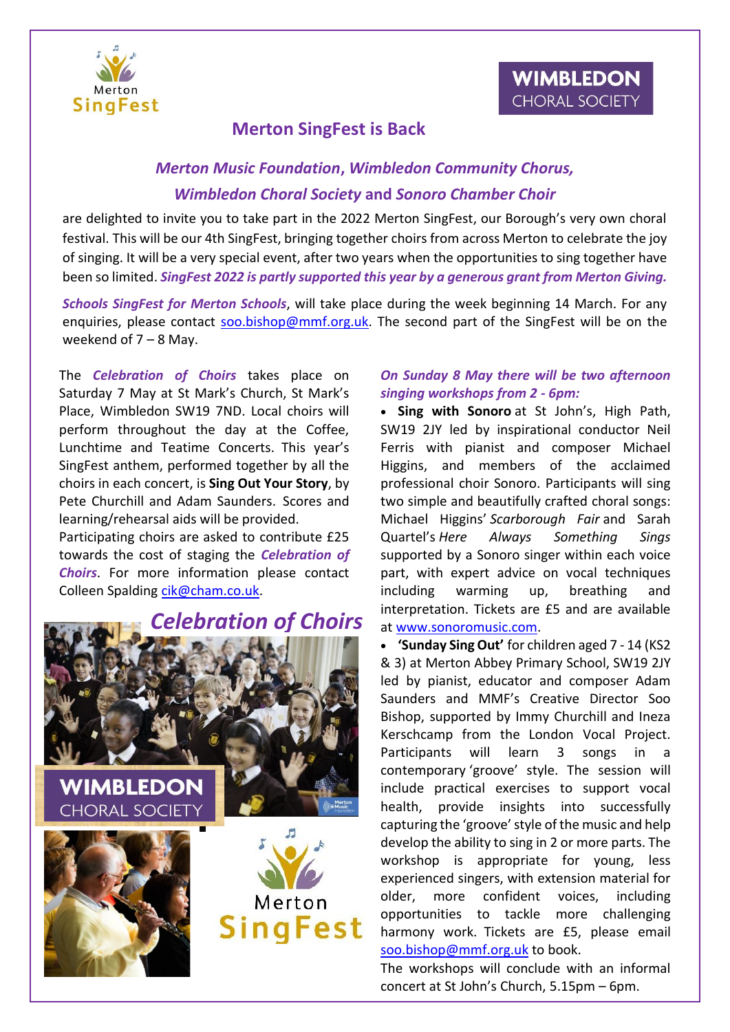# Merton SingFest is Back

***Merton Music Foundation**, **Wimbledon Community Chorus,***

***Wimbledon Choral Society** and **Sonoro Chamber Choir***

are delighted to invite you to take part in the 2022 Merton SingFest, our Borough's very own choral festival. This will be our 4th SingFest, bringing together choirs from across Merton to celebrate the joy of singing. It will be a very special event, after two years when the opportunities to sing together have been so limited. ***SingFest 2022 is partly supported this year by a generous grant from Merton Giving.***

***Schools SingFest for Merton Schools***, will take place during the week beginning 14 March. For any enquiries, please contact soo.bishop@mmf.org.uk. The second part of the SingFest will be on the weekend of 7 – 8 May.

The ***Celebration of Choirs*** takes place on Saturday 7 May at St Mark's Church, St Mark's Place, Wimbledon SW19 7ND. Local choirs will perform throughout the day at the Coffee, Lunchtime and Teatime Concerts. This year's SingFest anthem, performed together by all the choirs in each concert, is **Sing Out Your Story**, by Pete Churchill and Adam Saunders. Scores and learning/rehearsal aids will be provided.

Participating choirs are asked to contribute £25 towards the cost of staging the ***Celebration of Choirs***. For more information please contact Colleen Spalding cik@cham.co.uk.

## *Celebration of Choirs*

***On Sunday 8 May there will be two afternoon singing workshops from 2 - 6pm:***

- **Sing with Sonoro** at St John's, High Path, SW19 2JY led by inspirational conductor Neil Ferris with pianist and composer Michael Higgins, and members of the acclaimed professional choir Sonoro. Participants will sing two simple and beautifully crafted choral songs: Michael Higgins' *Scarborough Fair* and Sarah Quartel's *Here Always Something Sings* supported by a Sonoro singer within each voice part, with expert advice on vocal techniques including warming up, breathing and interpretation. Tickets are £5 and are available at www.sonoromusic.com.
- **'Sunday Sing Out'** for children aged 7 - 14 (KS2 & 3) at Merton Abbey Primary School, SW19 2JY led by pianist, educator and composer Adam Saunders and MMF's Creative Director Soo Bishop, supported by Immy Churchill and Ineza Kerschcamp from the London Vocal Project. Participants will learn 3 songs in a contemporary 'groove' style. The session will include practical exercises to support vocal health, provide insights into successfully capturing the 'groove' style of the music and help develop the ability to sing in 2 or more parts. The workshop is appropriate for young, less experienced singers, with extension material for older, more confident voices, including opportunities to tackle more challenging harmony work. Tickets are £5, please email soo.bishop@mmf.org.uk to book.

The workshops will conclude with an informal concert at St John's Church, 5.15pm – 6pm.